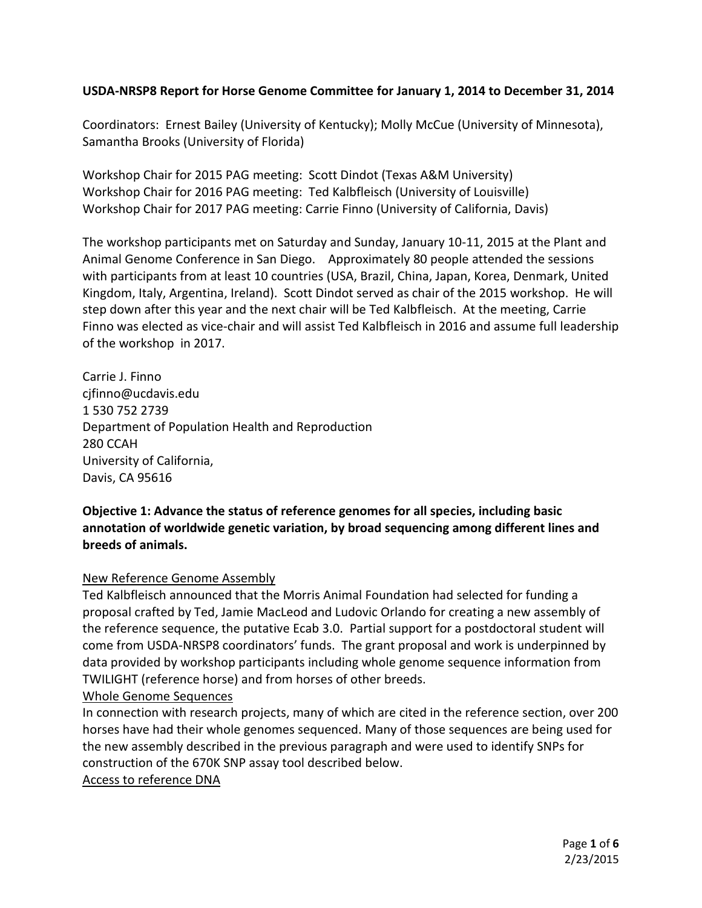**USDA-NRSP8 Report for Horse Genome Committee for January 1, 2014 to December 31, 2014**

Coordinators: Ernest Bailey (University of Kentucky); Molly McCue (University of Minnesota), Samantha Brooks (University of Florida)

Workshop Chair for 2015 PAG meeting: Scott Dindot (Texas A&M University)
Workshop Chair for 2016 PAG meeting: Ted Kalbfleisch (University of Louisville)
Workshop Chair for 2017 PAG meeting: Carrie Finno (University of California, Davis)

The workshop participants met on Saturday and Sunday, January 10-11, 2015 at the Plant and Animal Genome Conference in San Diego. Approximately 80 people attended the sessions with participants from at least 10 countries (USA, Brazil, China, Japan, Korea, Denmark, United Kingdom, Italy, Argentina, Ireland). Scott Dindot served as chair of the 2015 workshop. He will step down after this year and the next chair will be Ted Kalbfleisch. At the meeting, Carrie Finno was elected as vice-chair and will assist Ted Kalbfleisch in 2016 and assume full leadership of the workshop in 2017.

Carrie J. Finno
cjfinno@ucdavis.edu
1 530 752 2739
Department of Population Health and Reproduction
280 CCAH
University of California,
Davis, CA 95616

**Objective 1: Advance the status of reference genomes for all species, including basic annotation of worldwide genetic variation, by broad sequencing among different lines and breeds of animals.**

<u>New Reference Genome Assembly</u>
Ted Kalbfleisch announced that the Morris Animal Foundation had selected for funding a proposal crafted by Ted, Jamie MacLeod and Ludovic Orlando for creating a new assembly of the reference sequence, the putative Ecab 3.0. Partial support for a postdoctoral student will come from USDA-NRSP8 coordinators' funds. The grant proposal and work is underpinned by data provided by workshop participants including whole genome sequence information from TWILIGHT (reference horse) and from horses of other breeds.

<u>Whole Genome Sequences</u>
In connection with research projects, many of which are cited in the reference section, over 200 horses have had their whole genomes sequenced. Many of those sequences are being used for the new assembly described in the previous paragraph and were used to identify SNPs for construction of the 670K SNP assay tool described below.

<u>Access to reference DNA</u>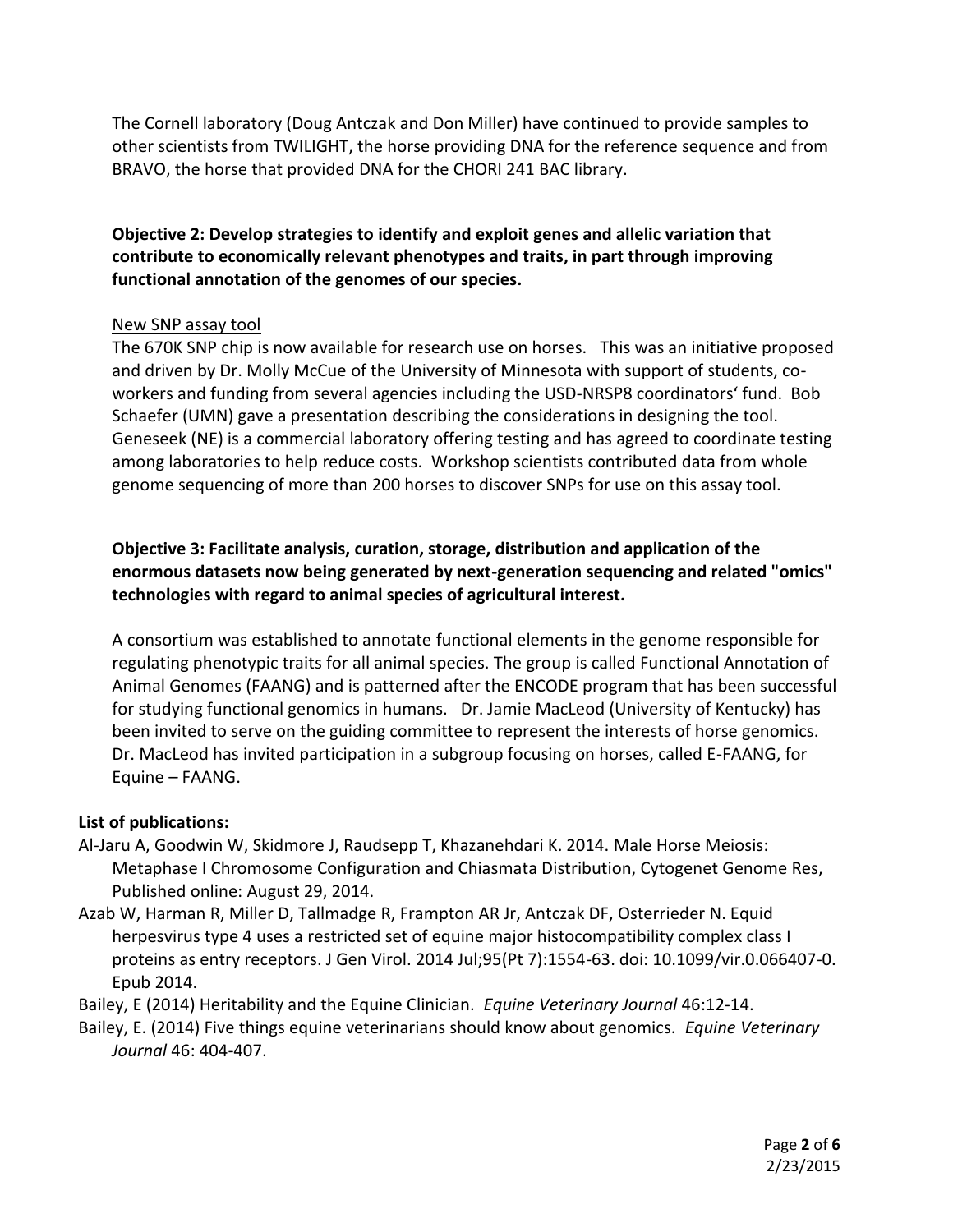The Cornell laboratory (Doug Antczak and Don Miller) have continued to provide samples to other scientists from TWILIGHT, the horse providing DNA for the reference sequence and from BRAVO, the horse that provided DNA for the CHORI 241 BAC library.

**Objective 2: Develop strategies to identify and exploit genes and allelic variation that contribute to economically relevant phenotypes and traits, in part through improving functional annotation of the genomes of our species.**

New SNP assay tool

The 670K SNP chip is now available for research use on horses. This was an initiative proposed and driven by Dr. Molly McCue of the University of Minnesota with support of students, co-workers and funding from several agencies including the USD-NRSP8 coordinators' fund. Bob Schaefer (UMN) gave a presentation describing the considerations in designing the tool. Geneseek (NE) is a commercial laboratory offering testing and has agreed to coordinate testing among laboratories to help reduce costs. Workshop scientists contributed data from whole genome sequencing of more than 200 horses to discover SNPs for use on this assay tool.

**Objective 3: Facilitate analysis, curation, storage, distribution and application of the enormous datasets now being generated by next-generation sequencing and related "omics" technologies with regard to animal species of agricultural interest.**

A consortium was established to annotate functional elements in the genome responsible for regulating phenotypic traits for all animal species. The group is called Functional Annotation of Animal Genomes (FAANG) and is patterned after the ENCODE program that has been successful for studying functional genomics in humans. Dr. Jamie MacLeod (University of Kentucky) has been invited to serve on the guiding committee to represent the interests of horse genomics. Dr. MacLeod has invited participation in a subgroup focusing on horses, called E-FAANG, for Equine – FAANG.

**List of publications:**

Al-Jaru A, Goodwin W, Skidmore J, Raudsepp T, Khazanehdari K. 2014. Male Horse Meiosis: Metaphase I Chromosome Configuration and Chiasmata Distribution, Cytogenet Genome Res, Published online: August 29, 2014.

Azab W, Harman R, Miller D, Tallmadge R, Frampton AR Jr, Antczak DF, Osterrieder N. Equid herpesvirus type 4 uses a restricted set of equine major histocompatibility complex class I proteins as entry receptors. J Gen Virol. 2014 Jul;95(Pt 7):1554-63. doi: 10.1099/vir.0.066407-0. Epub 2014.

Bailey, E (2014) Heritability and the Equine Clinician. *Equine Veterinary Journal* 46:12-14.

Bailey, E. (2014) Five things equine veterinarians should know about genomics. *Equine Veterinary Journal* 46: 404-407.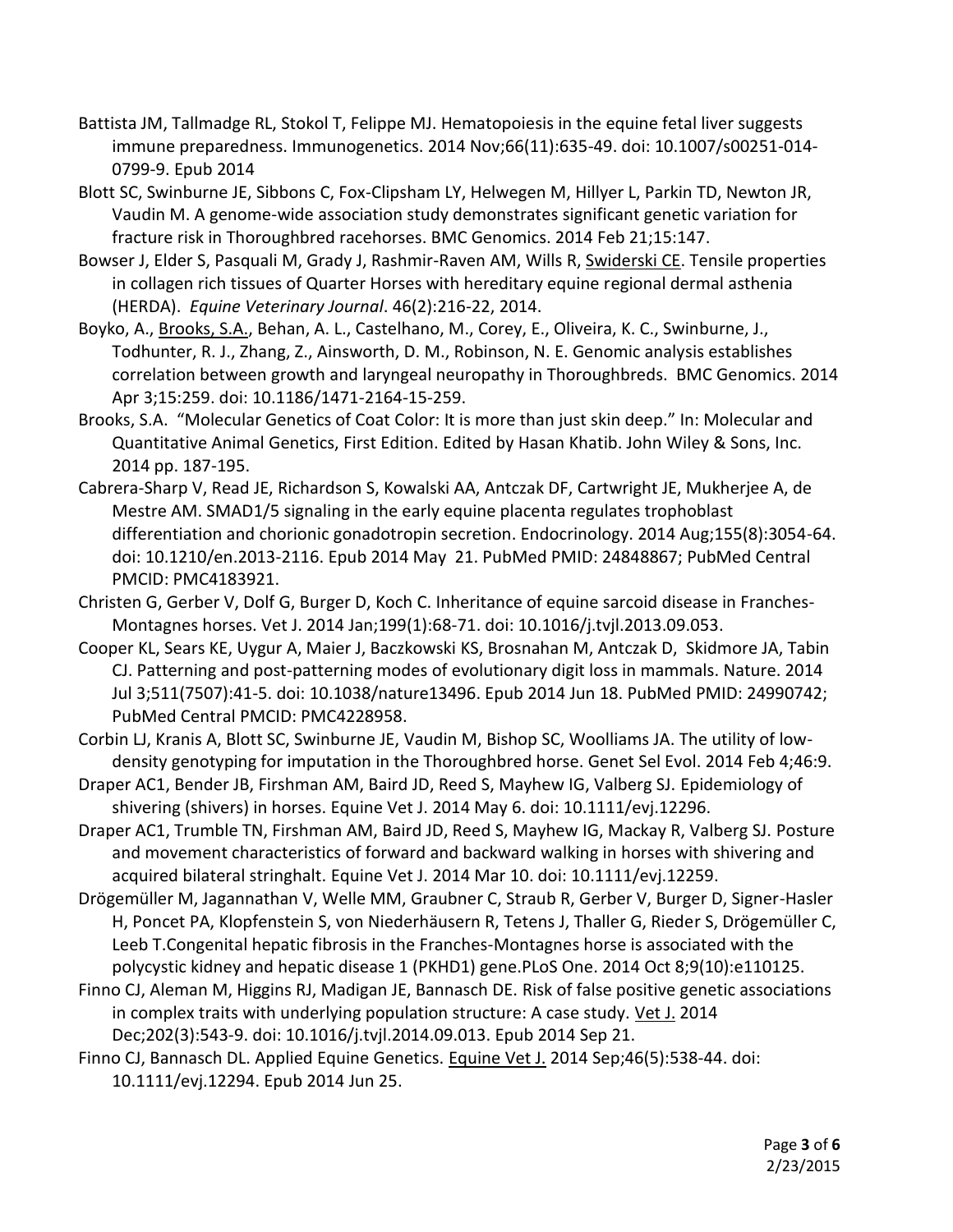Battista JM, Tallmadge RL, Stokol T, Felippe MJ. Hematopoiesis in the equine fetal liver suggests immune preparedness. Immunogenetics. 2014 Nov;66(11):635-49. doi: 10.1007/s00251-014-0799-9. Epub 2014

Blott SC, Swinburne JE, Sibbons C, Fox-Clipsham LY, Helwegen M, Hillyer L, Parkin TD, Newton JR, Vaudin M. A genome-wide association study demonstrates significant genetic variation for fracture risk in Thoroughbred racehorses. BMC Genomics. 2014 Feb 21;15:147.

Bowser J, Elder S, Pasquali M, Grady J, Rashmir-Raven AM, Wills R, Swiderski CE. Tensile properties in collagen rich tissues of Quarter Horses with hereditary equine regional dermal asthenia (HERDA). *Equine Veterinary Journal*. 46(2):216-22, 2014.

Boyko, A., Brooks, S.A., Behan, A. L., Castelhano, M., Corey, E., Oliveira, K. C., Swinburne, J., Todhunter, R. J., Zhang, Z., Ainsworth, D. M., Robinson, N. E. Genomic analysis establishes correlation between growth and laryngeal neuropathy in Thoroughbreds. BMC Genomics. 2014 Apr 3;15:259. doi: 10.1186/1471-2164-15-259.

Brooks, S.A. "Molecular Genetics of Coat Color: It is more than just skin deep." In: Molecular and Quantitative Animal Genetics, First Edition. Edited by Hasan Khatib. John Wiley & Sons, Inc. 2014 pp. 187-195.

Cabrera-Sharp V, Read JE, Richardson S, Kowalski AA, Antczak DF, Cartwright JE, Mukherjee A, de Mestre AM. SMAD1/5 signaling in the early equine placenta regulates trophoblast differentiation and chorionic gonadotropin secretion. Endocrinology. 2014 Aug;155(8):3054-64. doi: 10.1210/en.2013-2116. Epub 2014 May 21. PubMed PMID: 24848867; PubMed Central PMCID: PMC4183921.

Christen G, Gerber V, Dolf G, Burger D, Koch C. Inheritance of equine sarcoid disease in Franches-Montagnes horses. Vet J. 2014 Jan;199(1):68-71. doi: 10.1016/j.tvjl.2013.09.053.

Cooper KL, Sears KE, Uygur A, Maier J, Baczkowski KS, Brosnahan M, Antczak D, Skidmore JA, Tabin CJ. Patterning and post-patterning modes of evolutionary digit loss in mammals. Nature. 2014 Jul 3;511(7507):41-5. doi: 10.1038/nature13496. Epub 2014 Jun 18. PubMed PMID: 24990742; PubMed Central PMCID: PMC4228958.

Corbin LJ, Kranis A, Blott SC, Swinburne JE, Vaudin M, Bishop SC, Woolliams JA. The utility of low-density genotyping for imputation in the Thoroughbred horse. Genet Sel Evol. 2014 Feb 4;46:9.

Draper AC1, Bender JB, Firshman AM, Baird JD, Reed S, Mayhew IG, Valberg SJ. Epidemiology of shivering (shivers) in horses. Equine Vet J. 2014 May 6. doi: 10.1111/evj.12296.

Draper AC1, Trumble TN, Firshman AM, Baird JD, Reed S, Mayhew IG, Mackay R, Valberg SJ. Posture and movement characteristics of forward and backward walking in horses with shivering and acquired bilateral stringhalt. Equine Vet J. 2014 Mar 10. doi: 10.1111/evj.12259.

Drögemüller M, Jagannathan V, Welle MM, Graubner C, Straub R, Gerber V, Burger D, Signer-Hasler H, Poncet PA, Klopfenstein S, von Niederhäusern R, Tetens J, Thaller G, Rieder S, Drögemüller C, Leeb T.Congenital hepatic fibrosis in the Franches-Montagnes horse is associated with the polycystic kidney and hepatic disease 1 (PKHD1) gene.PLoS One. 2014 Oct 8;9(10):e110125.

Finno CJ, Aleman M, Higgins RJ, Madigan JE, Bannasch DE. Risk of false positive genetic associations in complex traits with underlying population structure: A case study. Vet J. 2014 Dec;202(3):543-9. doi: 10.1016/j.tvjl.2014.09.013. Epub 2014 Sep 21.

Finno CJ, Bannasch DL. Applied Equine Genetics. Equine Vet J. 2014 Sep;46(5):538-44. doi: 10.1111/evj.12294. Epub 2014 Jun 25.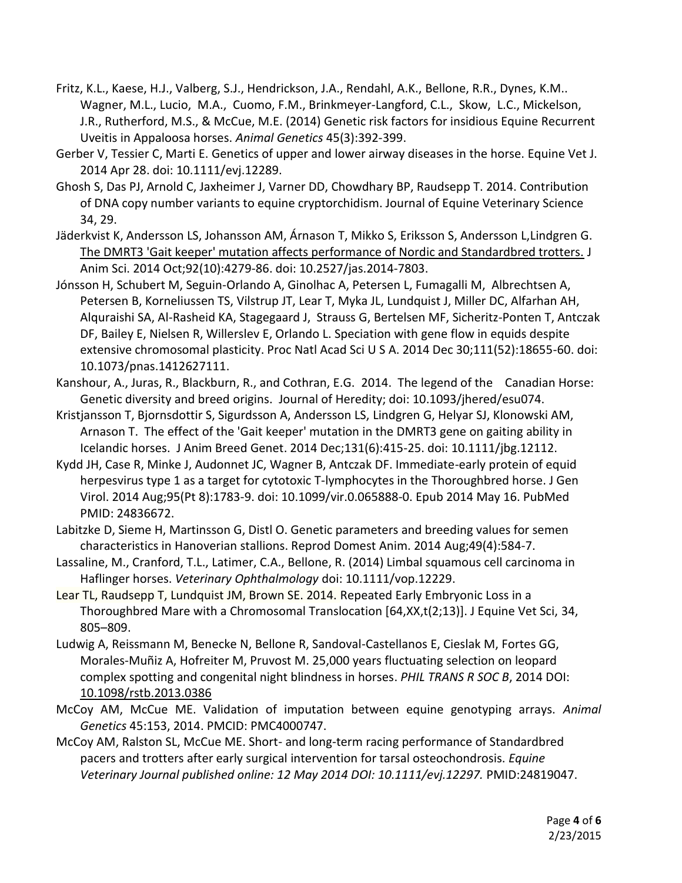Fritz, K.L., Kaese, H.J., Valberg, S.J., Hendrickson, J.A., Rendahl, A.K., Bellone, R.R., Dynes, K.M.. Wagner, M.L., Lucio, M.A., Cuomo, F.M., Brinkmeyer-Langford, C.L., Skow, L.C., Mickelson, J.R., Rutherford, M.S., & McCue, M.E. (2014) Genetic risk factors for insidious Equine Recurrent Uveitis in Appaloosa horses. *Animal Genetics* 45(3):392-399.

Gerber V, Tessier C, Marti E. Genetics of upper and lower airway diseases in the horse. Equine Vet J. 2014 Apr 28. doi: 10.1111/evj.12289.

Ghosh S, Das PJ, Arnold C, Jaxheimer J, Varner DD, Chowdhary BP, Raudsepp T. 2014. Contribution of DNA copy number variants to equine cryptorchidism. Journal of Equine Veterinary Science 34, 29.

Jäderkvist K, Andersson LS, Johansson AM, Árnason T, Mikko S, Eriksson S, Andersson L,Lindgren G. The DMRT3 'Gait keeper' mutation affects performance of Nordic and Standardbred trotters. J Anim Sci. 2014 Oct;92(10):4279-86. doi: 10.2527/jas.2014-7803.

Jónsson H, Schubert M, Seguin-Orlando A, Ginolhac A, Petersen L, Fumagalli M, Albrechtsen A, Petersen B, Korneliussen TS, Vilstrup JT, Lear T, Myka JL, Lundquist J, Miller DC, Alfarhan AH, Alquraishi SA, Al-Rasheid KA, Stagegaard J, Strauss G, Bertelsen MF, Sicheritz-Ponten T, Antczak DF, Bailey E, Nielsen R, Willerslev E, Orlando L. Speciation with gene flow in equids despite extensive chromosomal plasticity. Proc Natl Acad Sci U S A. 2014 Dec 30;111(52):18655-60. doi: 10.1073/pnas.1412627111.

Kanshour, A., Juras, R., Blackburn, R., and Cothran, E.G. 2014. The legend of the Canadian Horse: Genetic diversity and breed origins. Journal of Heredity; doi: 10.1093/jhered/esu074.

Kristjansson T, Bjornsdottir S, Sigurdsson A, Andersson LS, Lindgren G, Helyar SJ, Klonowski AM, Arnason T. The effect of the 'Gait keeper' mutation in the DMRT3 gene on gaiting ability in Icelandic horses. J Anim Breed Genet. 2014 Dec;131(6):415-25. doi: 10.1111/jbg.12112.

Kydd JH, Case R, Minke J, Audonnet JC, Wagner B, Antczak DF. Immediate-early protein of equid herpesvirus type 1 as a target for cytotoxic T-lymphocytes in the Thoroughbred horse. J Gen Virol. 2014 Aug;95(Pt 8):1783-9. doi: 10.1099/vir.0.065888-0. Epub 2014 May 16. PubMed PMID: 24836672.

Labitzke D, Sieme H, Martinsson G, Distl O. Genetic parameters and breeding values for semen characteristics in Hanoverian stallions. Reprod Domest Anim. 2014 Aug;49(4):584-7.

Lassaline, M., Cranford, T.L., Latimer, C.A., Bellone, R. (2014) Limbal squamous cell carcinoma in Haflinger horses. *Veterinary Ophthalmology* doi: 10.1111/vop.12229.

Lear TL, Raudsepp T, Lundquist JM, Brown SE. 2014. Repeated Early Embryonic Loss in a Thoroughbred Mare with a Chromosomal Translocation [64,XX,t(2;13)]. J Equine Vet Sci, 34, 805–809.

Ludwig A, Reissmann M, Benecke N, Bellone R, Sandoval-Castellanos E, Cieslak M, Fortes GG, Morales-Muñiz A, Hofreiter M, Pruvost M. 25,000 years fluctuating selection on leopard complex spotting and congenital night blindness in horses. *PHIL TRANS R SOC B*, 2014 DOI: 10.1098/rstb.2013.0386

McCoy AM, McCue ME. Validation of imputation between equine genotyping arrays. *Animal Genetics* 45:153, 2014. PMCID: PMC4000747.

McCoy AM, Ralston SL, McCue ME. Short- and long-term racing performance of Standardbred pacers and trotters after early surgical intervention for tarsal osteochondrosis. *Equine Veterinary Journal published online: 12 May 2014 DOI: 10.1111/evj.12297.* PMID:24819047.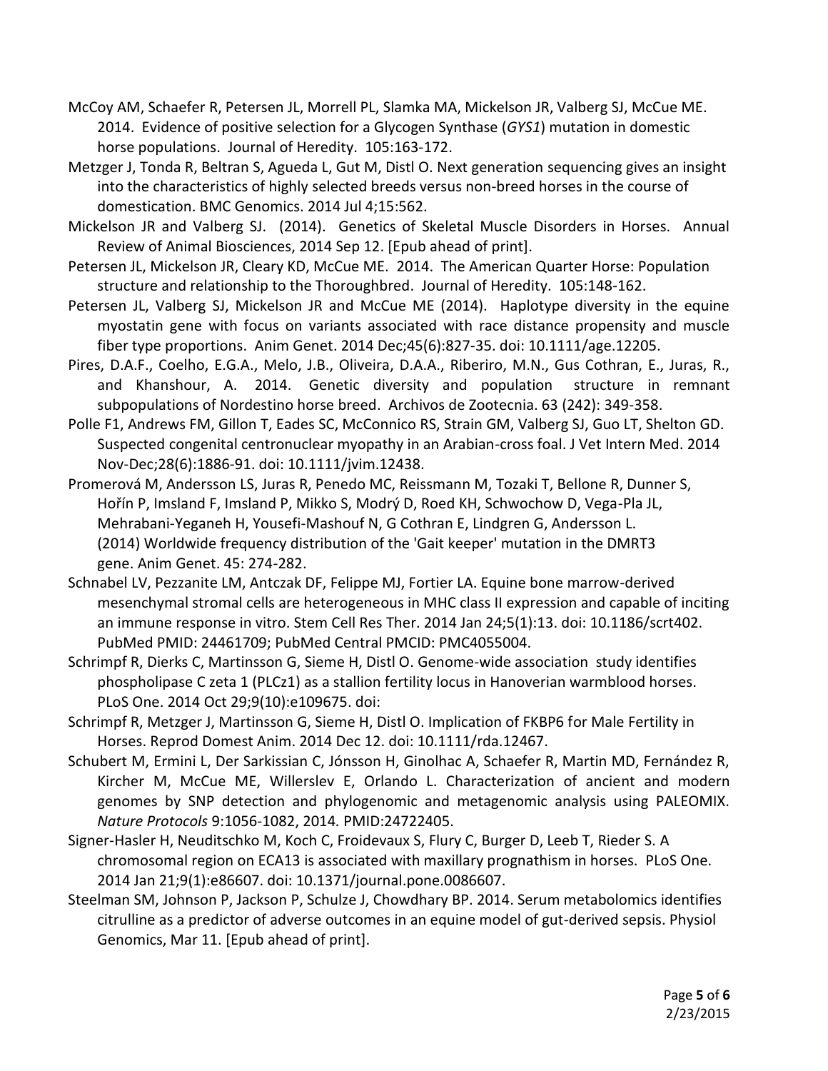McCoy AM, Schaefer R, Petersen JL, Morrell PL, Slamka MA, Mickelson JR, Valberg SJ, McCue ME. 2014. Evidence of positive selection for a Glycogen Synthase (*GYS1*) mutation in domestic horse populations. Journal of Heredity. 105:163-172.

Metzger J, Tonda R, Beltran S, Agueda L, Gut M, Distl O. Next generation sequencing gives an insight into the characteristics of highly selected breeds versus non-breed horses in the course of domestication. BMC Genomics. 2014 Jul 4;15:562.

Mickelson JR and Valberg SJ. (2014). Genetics of Skeletal Muscle Disorders in Horses. Annual Review of Animal Biosciences, 2014 Sep 12. [Epub ahead of print].

Petersen JL, Mickelson JR, Cleary KD, McCue ME. 2014. The American Quarter Horse: Population structure and relationship to the Thoroughbred. Journal of Heredity. 105:148-162.

Petersen JL, Valberg SJ, Mickelson JR and McCue ME (2014). Haplotype diversity in the equine myostatin gene with focus on variants associated with race distance propensity and muscle fiber type proportions. Anim Genet. 2014 Dec;45(6):827-35. doi: 10.1111/age.12205.

Pires, D.A.F., Coelho, E.G.A., Melo, J.B., Oliveira, D.A.A., Riberiro, M.N., Gus Cothran, E., Juras, R., and Khanshour, A. 2014. Genetic diversity and population structure in remnant subpopulations of Nordestino horse breed. Archivos de Zootecnia. 63 (242): 349-358.

Polle F1, Andrews FM, Gillon T, Eades SC, McConnico RS, Strain GM, Valberg SJ, Guo LT, Shelton GD. Suspected congenital centronuclear myopathy in an Arabian-cross foal. J Vet Intern Med. 2014 Nov-Dec;28(6):1886-91. doi: 10.1111/jvim.12438.

Promerová M, Andersson LS, Juras R, Penedo MC, Reissmann M, Tozaki T, Bellone R, Dunner S, Hořín P, Imsland F, Imsland P, Mikko S, Modrý D, Roed KH, Schwochow D, Vega-Pla JL, Mehrabani-Yeganeh H, Yousefi-Mashouf N, G Cothran E, Lindgren G, Andersson L. (2014) Worldwide frequency distribution of the 'Gait keeper' mutation in the DMRT3 gene. Anim Genet. 45: 274-282.

Schnabel LV, Pezzanite LM, Antczak DF, Felippe MJ, Fortier LA. Equine bone marrow-derived mesenchymal stromal cells are heterogeneous in MHC class II expression and capable of inciting an immune response in vitro. Stem Cell Res Ther. 2014 Jan 24;5(1):13. doi: 10.1186/scrt402. PubMed PMID: 24461709; PubMed Central PMCID: PMC4055004.

Schrimpf R, Dierks C, Martinsson G, Sieme H, Distl O. Genome-wide association study identifies phospholipase C zeta 1 (PLCz1) as a stallion fertility locus in Hanoverian warmblood horses. PLoS One. 2014 Oct 29;9(10):e109675. doi:

Schrimpf R, Metzger J, Martinsson G, Sieme H, Distl O. Implication of FKBP6 for Male Fertility in Horses. Reprod Domest Anim. 2014 Dec 12. doi: 10.1111/rda.12467.

Schubert M, Ermini L, Der Sarkissian C, Jónsson H, Ginolhac A, Schaefer R, Martin MD, Fernández R, Kircher M, McCue ME, Willerslev E, Orlando L. Characterization of ancient and modern genomes by SNP detection and phylogenomic and metagenomic analysis using PALEOMIX. *Nature Protocols* 9:1056-1082, 2014. PMID:24722405.

Signer-Hasler H, Neuditschko M, Koch C, Froidevaux S, Flury C, Burger D, Leeb T, Rieder S. A chromosomal region on ECA13 is associated with maxillary prognathism in horses. PLoS One. 2014 Jan 21;9(1):e86607. doi: 10.1371/journal.pone.0086607.

Steelman SM, Johnson P, Jackson P, Schulze J, Chowdhary BP. 2014. Serum metabolomics identifies citrulline as a predictor of adverse outcomes in an equine model of gut-derived sepsis. Physiol Genomics, Mar 11. [Epub ahead of print].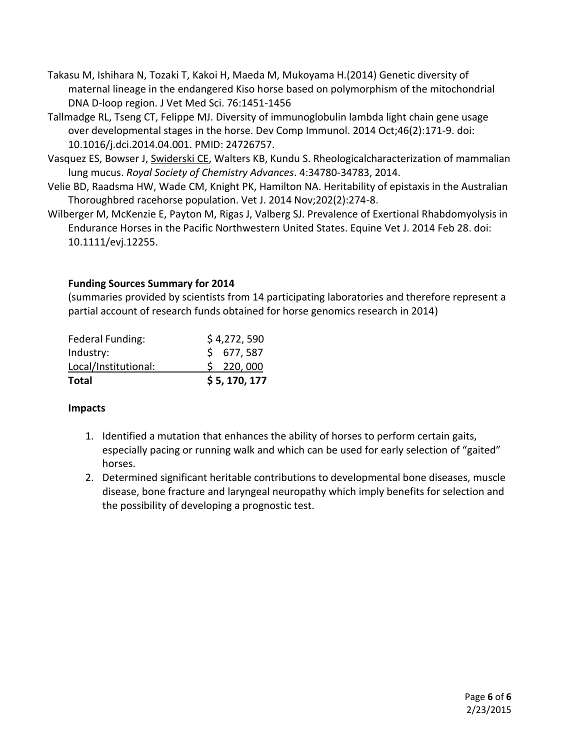Takasu M, Ishihara N, Tozaki T, Kakoi H, Maeda M, Mukoyama H.(2014) Genetic diversity of maternal lineage in the endangered Kiso horse based on polymorphism of the mitochondrial DNA D-loop region. J Vet Med Sci. 76:1451-1456

Tallmadge RL, Tseng CT, Felippe MJ. Diversity of immunoglobulin lambda light chain gene usage over developmental stages in the horse. Dev Comp Immunol. 2014 Oct;46(2):171-9. doi: 10.1016/j.dci.2014.04.001. PMID: 24726757.

Vasquez ES, Bowser J, Swiderski CE, Walters KB, Kundu S. Rheologicalcharacterization of mammalian lung mucus. *Royal Society of Chemistry Advances*. 4:34780-34783, 2014.

Velie BD, Raadsma HW, Wade CM, Knight PK, Hamilton NA. Heritability of epistaxis in the Australian Thoroughbred racehorse population. Vet J. 2014 Nov;202(2):274-8.

Wilberger M, McKenzie E, Payton M, Rigas J, Valberg SJ. Prevalence of Exertional Rhabdomyolysis in Endurance Horses in the Pacific Northwestern United States. Equine Vet J. 2014 Feb 28. doi: 10.1111/evj.12255.

**Funding Sources Summary for 2014**

(summaries provided by scientists from 14 participating laboratories and therefore represent a partial account of research funds obtained for horse genomics research in 2014)

| | |
|---|---|
| Federal Funding: | $ 4,272, 590 |
| Industry: | $ 677, 587 |
| Local/Institutional: | $ 220, 000 |
| **Total** | **$ 5, 170, 177** |

**Impacts**

1. Identified a mutation that enhances the ability of horses to perform certain gaits, especially pacing or running walk and which can be used for early selection of "gaited" horses.
2. Determined significant heritable contributions to developmental bone diseases, muscle disease, bone fracture and laryngeal neuropathy which imply benefits for selection and the possibility of developing a prognostic test.